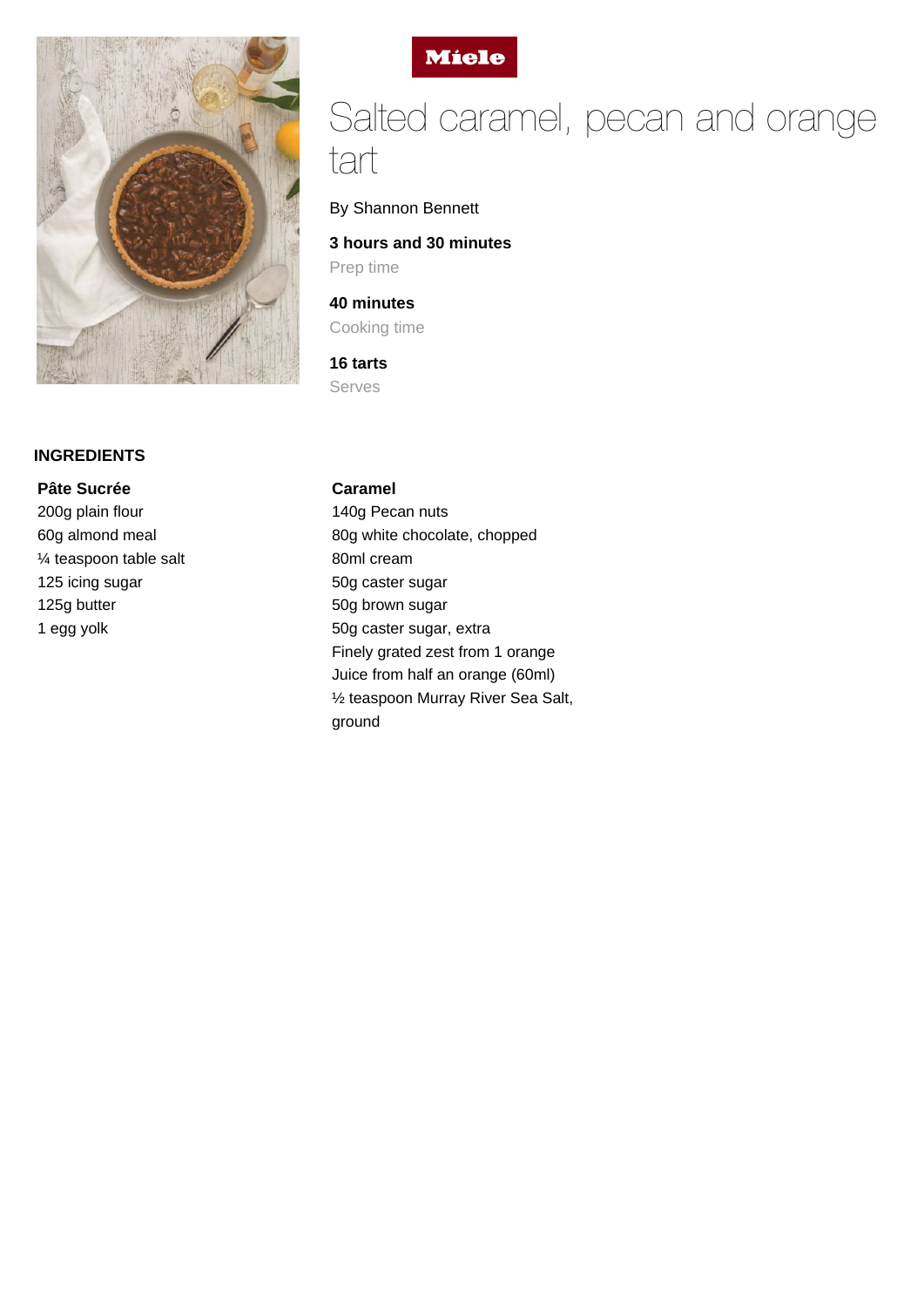Miele

# Salted caramel, pecan and orange tart

By Shannon Bennett

**3 hours and 30 minutes**
Prep time

**40 minutes**
Cooking time

**16 tarts**
Serves

## INGREDIENTS

### Pâte Sucrée

200g plain flour
60g almond meal
¼ teaspoon table salt
125 icing sugar
125g butter
1 egg yolk

### Caramel

140g Pecan nuts
80g white chocolate, chopped
80ml cream
50g caster sugar
50g brown sugar
50g caster sugar, extra
Finely grated zest from 1 orange
Juice from half an orange (60ml)
½ teaspoon Murray River Sea Salt, ground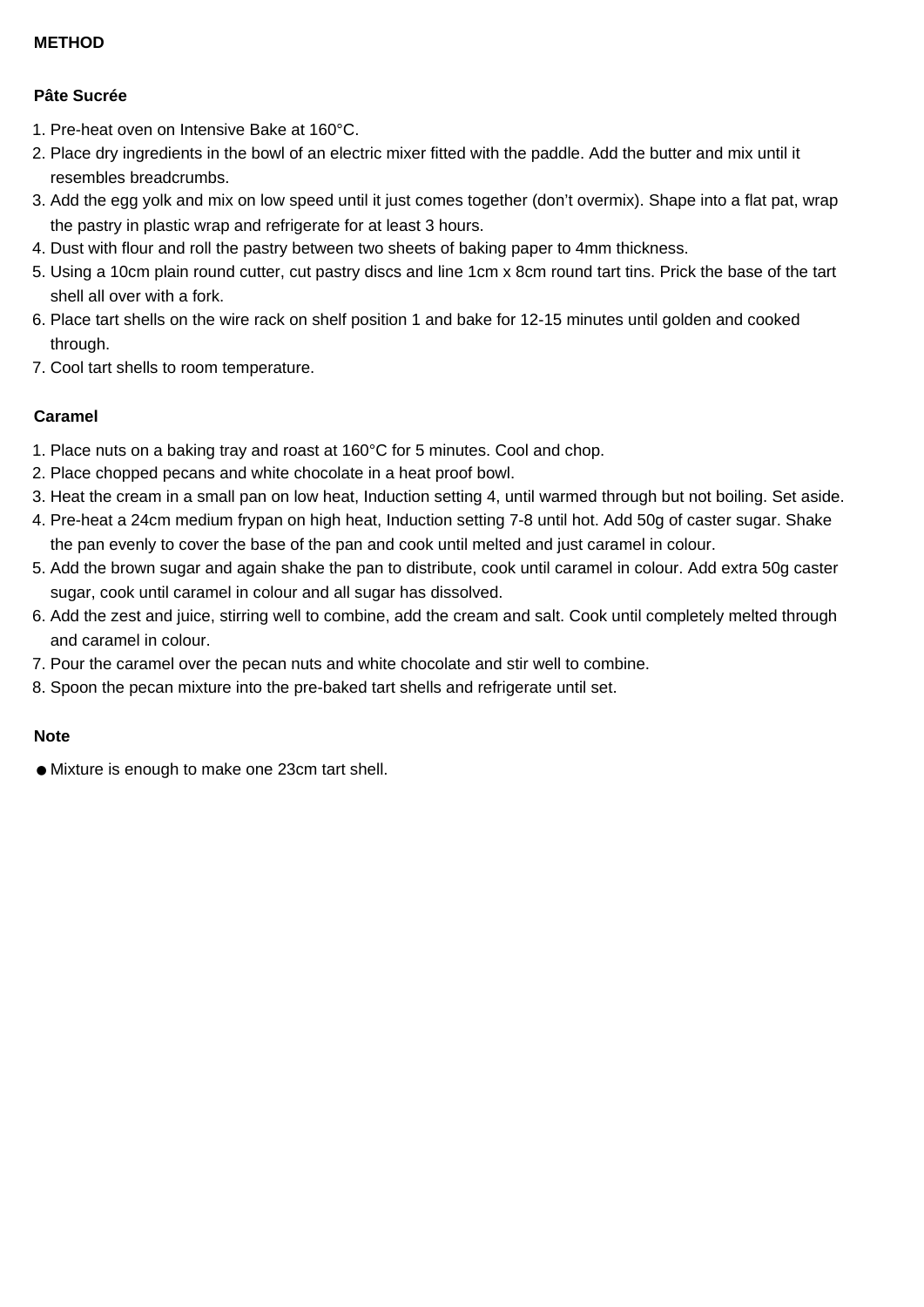## METHOD

### Pâte Sucrée

1. Pre-heat oven on Intensive Bake at 160°C.
2. Place dry ingredients in the bowl of an electric mixer fitted with the paddle. Add the butter and mix until it resembles breadcrumbs.
3. Add the egg yolk and mix on low speed until it just comes together (don't overmix). Shape into a flat pat, wrap the pastry in plastic wrap and refrigerate for at least 3 hours.
4. Dust with flour and roll the pastry between two sheets of baking paper to 4mm thickness.
5. Using a 10cm plain round cutter, cut pastry discs and line 1cm x 8cm round tart tins. Prick the base of the tart shell all over with a fork.
6. Place tart shells on the wire rack on shelf position 1 and bake for 12-15 minutes until golden and cooked through.
7. Cool tart shells to room temperature.

### Caramel

1. Place nuts on a baking tray and roast at 160°C for 5 minutes. Cool and chop.
2. Place chopped pecans and white chocolate in a heat proof bowl.
3. Heat the cream in a small pan on low heat, Induction setting 4, until warmed through but not boiling. Set aside.
4. Pre-heat a 24cm medium frypan on high heat, Induction setting 7-8 until hot. Add 50g of caster sugar. Shake the pan evenly to cover the base of the pan and cook until melted and just caramel in colour.
5. Add the brown sugar and again shake the pan to distribute, cook until caramel in colour. Add extra 50g caster sugar, cook until caramel in colour and all sugar has dissolved.
6. Add the zest and juice, stirring well to combine, add the cream and salt. Cook until completely melted through and caramel in colour.
7. Pour the caramel over the pecan nuts and white chocolate and stir well to combine.
8. Spoon the pecan mixture into the pre-baked tart shells and refrigerate until set.

### Note

- Mixture is enough to make one 23cm tart shell.